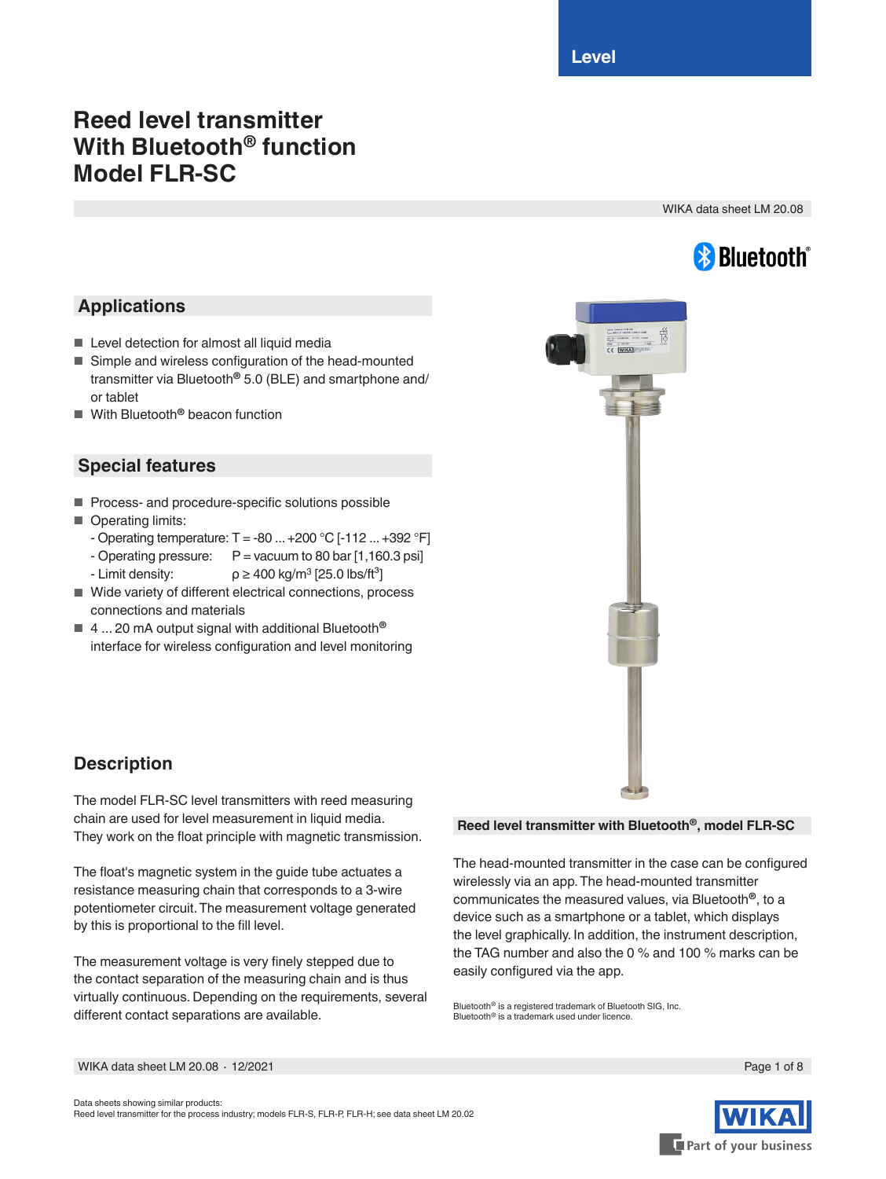Level

# Reed level transmitter
# With Bluetooth® function
# Model FLR-SC

WIKA data sheet LM 20.08

## Applications

- Level detection for almost all liquid media
- Simple and wireless configuration of the head-mounted transmitter via Bluetooth® 5.0 (BLE) and smartphone and/or tablet
- With Bluetooth® beacon function

## Special features

- Process- and procedure-specific solutions possible
- Operating limits:
  - Operating temperature: T = -80 ... +200 °C [-112 ... +392 °F]
  - Operating pressure: P = vacuum to 80 bar [1,160.3 psi]
  - Limit density: ρ ≥ 400 kg/m³ [25.0 lbs/ft³]
- Wide variety of different electrical connections, process connections and materials
- 4 ... 20 mA output signal with additional Bluetooth® interface for wireless configuration and level monitoring

**Reed level transmitter with Bluetooth®, model FLR-SC**

## Description

The model FLR-SC level transmitters with reed measuring chain are used for level measurement in liquid media. They work on the float principle with magnetic transmission.

The float's magnetic system in the guide tube actuates a resistance measuring chain that corresponds to a 3-wire potentiometer circuit. The measurement voltage generated by this is proportional to the fill level.

The measurement voltage is very finely stepped due to the contact separation of the measuring chain and is thus virtually continuous. Depending on the requirements, several different contact separations are available.

The head-mounted transmitter in the case can be configured wirelessly via an app. The head-mounted transmitter communicates the measured values, via Bluetooth®, to a device such as a smartphone or a tablet, which displays the level graphically. In addition, the instrument description, the TAG number and also the 0 % and 100 % marks can be easily configured via the app.

Bluetooth® is a registered trademark of Bluetooth SIG, Inc.
Bluetooth® is a trademark used under licence.

Data sheets showing similar products:
Reed level transmitter for the process industry; models FLR-S, FLR-P, FLR-H; see data sheet LM 20.02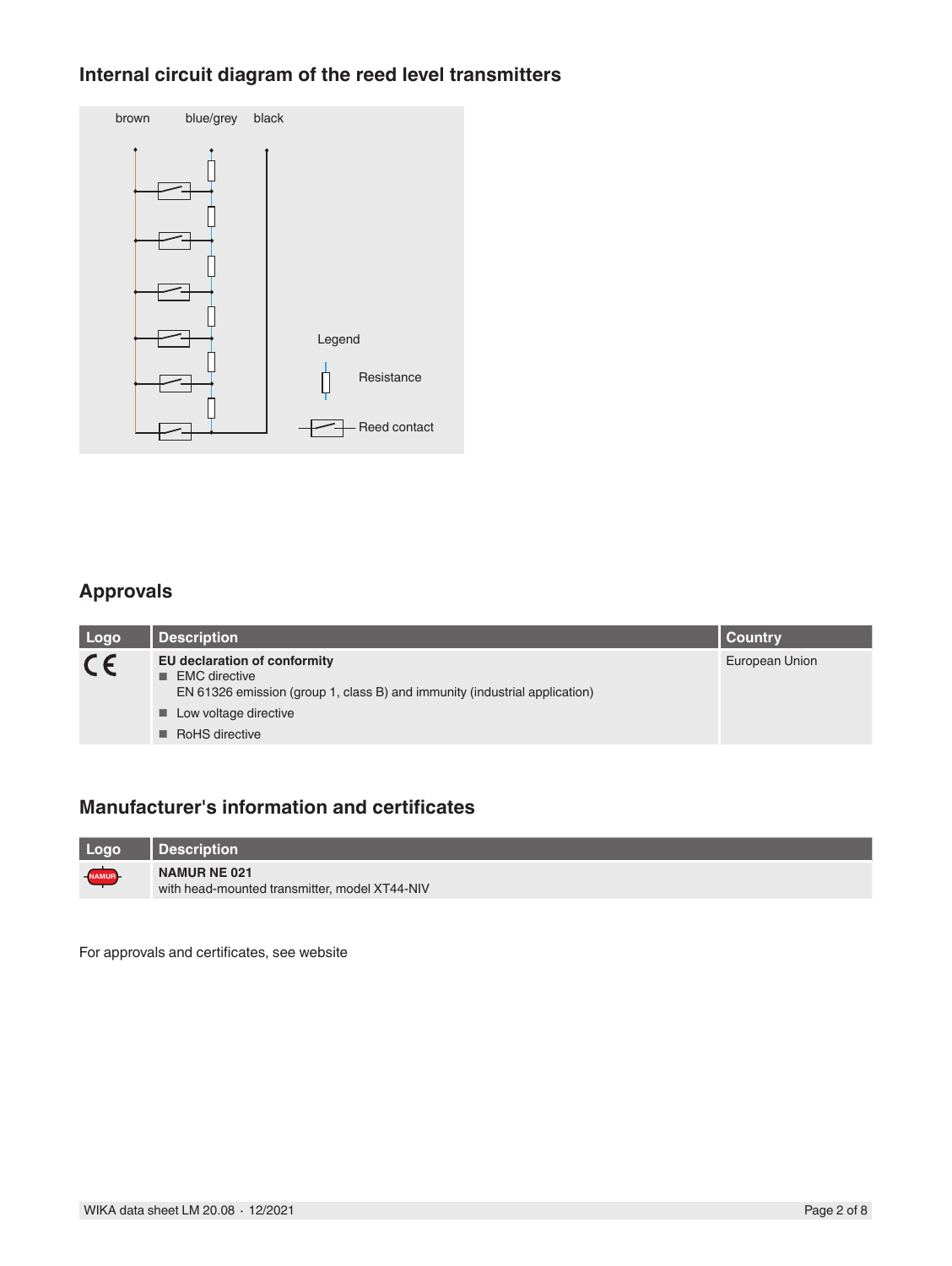## Internal circuit diagram of the reed level transmitters

brown blue/grey black

Legend

Resistance

Reed contact

## Approvals

| Logo | Description | Country |
|---|---|---|
| CE | **EU declaration of conformity**<br>■ EMC directive<br>EN 61326 emission (group 1, class B) and immunity (industrial application)<br>■ Low voltage directive<br>■ RoHS directive | European Union |

## Manufacturer's information and certificates

| Logo | Description |
|---|---|
| NAMUR | **NAMUR NE 021**<br>with head-mounted transmitter, model XT44-NIV |

For approvals and certificates, see website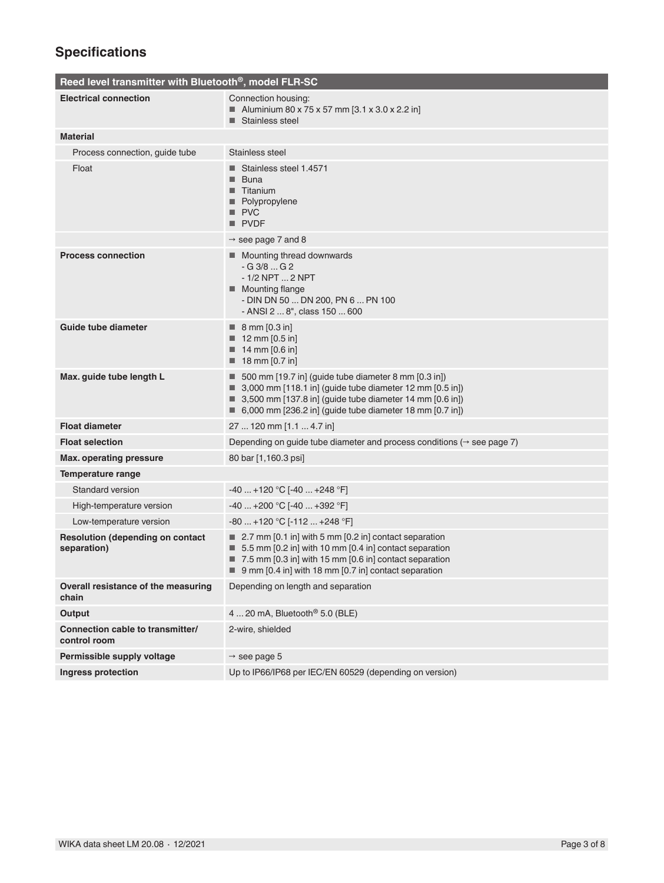## Specifications

| Reed level transmitter with Bluetooth®, model FLR-SC | |
|---|---|
| **Electrical connection** | Connection housing:<br>■ Aluminium 80 x 75 x 57 mm [3.1 x 3.0 x 2.2 in]<br>■ Stainless steel |
| **Material** | |
| Process connection, guide tube | Stainless steel |
| Float | ■ Stainless steel 1.4571<br>■ Buna<br>■ Titanium<br>■ Polypropylene<br>■ PVC<br>■ PVDF |
| | → see page 7 and 8 |
| **Process connection** | ■ Mounting thread downwards<br>- G 3/8 ... G 2<br>- 1/2 NPT ... 2 NPT<br>■ Mounting flange<br>- DIN DN 50 ... DN 200, PN 6 ... PN 100<br>- ANSI 2 ... 8", class 150 ... 600 |
| **Guide tube diameter** | ■ 8 mm [0.3 in]<br>■ 12 mm [0.5 in]<br>■ 14 mm [0.6 in]<br>■ 18 mm [0.7 in] |
| **Max. guide tube length L** | ■ 500 mm [19.7 in] (guide tube diameter 8 mm [0.3 in])<br>■ 3,000 mm [118.1 in] (guide tube diameter 12 mm [0.5 in])<br>■ 3,500 mm [137.8 in] (guide tube diameter 14 mm [0.6 in])<br>■ 6,000 mm [236.2 in] (guide tube diameter 18 mm [0.7 in]) |
| **Float diameter** | 27 ... 120 mm [1.1 ... 4.7 in] |
| **Float selection** | Depending on guide tube diameter and process conditions (→ see page 7) |
| **Max. operating pressure** | 80 bar [1,160.3 psi] |
| **Temperature range** | |
| Standard version | -40 ... +120 °C [-40 ... +248 °F] |
| High-temperature version | -40 ... +200 °C [-40 ... +392 °F] |
| Low-temperature version | -80 ... +120 °C [-112 ... +248 °F] |
| **Resolution (depending on contact separation)** | ■ 2.7 mm [0.1 in] with 5 mm [0.2 in] contact separation<br>■ 5.5 mm [0.2 in] with 10 mm [0.4 in] contact separation<br>■ 7.5 mm [0.3 in] with 15 mm [0.6 in] contact separation<br>■ 9 mm [0.4 in] with 18 mm [0.7 in] contact separation |
| **Overall resistance of the measuring chain** | Depending on length and separation |
| **Output** | 4 ... 20 mA, Bluetooth® 5.0 (BLE) |
| **Connection cable to transmitter/ control room** | 2-wire, shielded |
| **Permissible supply voltage** | → see page 5 |
| **Ingress protection** | Up to IP66/IP68 per IEC/EN 60529 (depending on version) |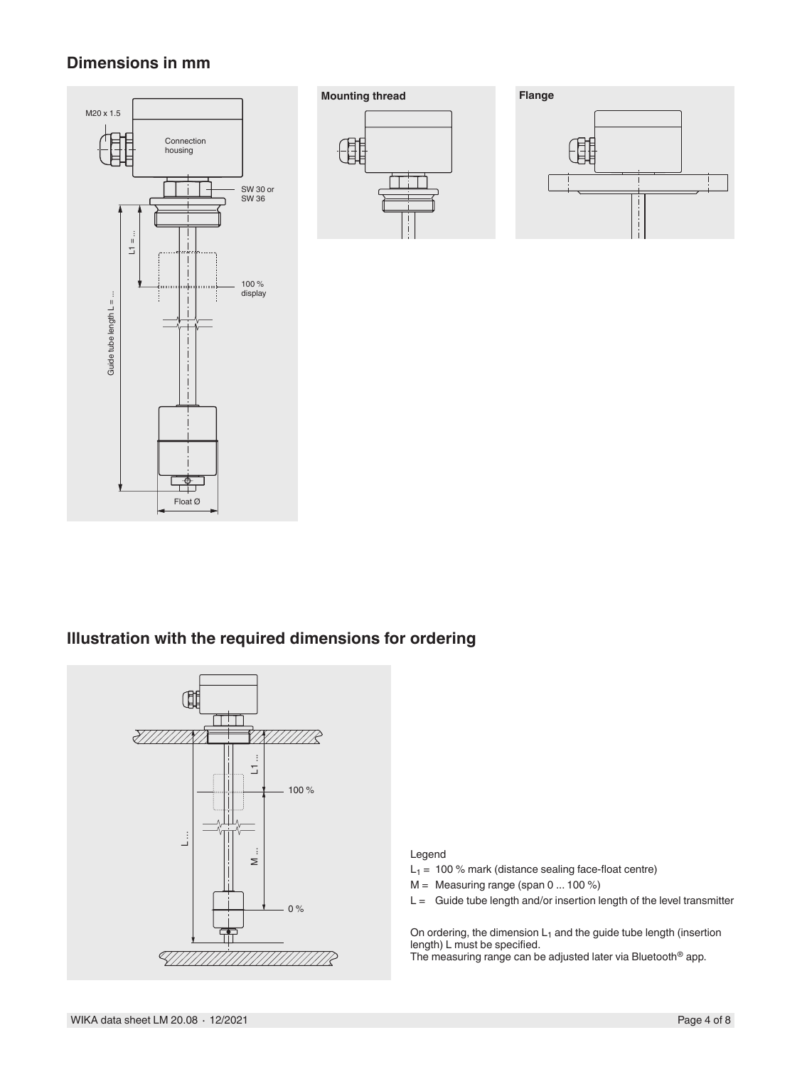## Dimensions in mm

M20 x 1.5

Connection housing

SW 30 or SW 36

$L1 = ...$

Guide tube length L = ...

100 % display

Float Ø

**Mounting thread**

**Flange**

## Illustration with the required dimensions for ordering

L1 ...

100 %

L ...

M ...

0 %

Legend

$L_1$ = 100 % mark (distance sealing face-float centre)

M = Measuring range (span 0 ... 100 %)

L = Guide tube length and/or insertion length of the level transmitter

On ordering, the dimension $L_1$ and the guide tube length (insertion length) L must be specified.
The measuring range can be adjusted later via Bluetooth® app.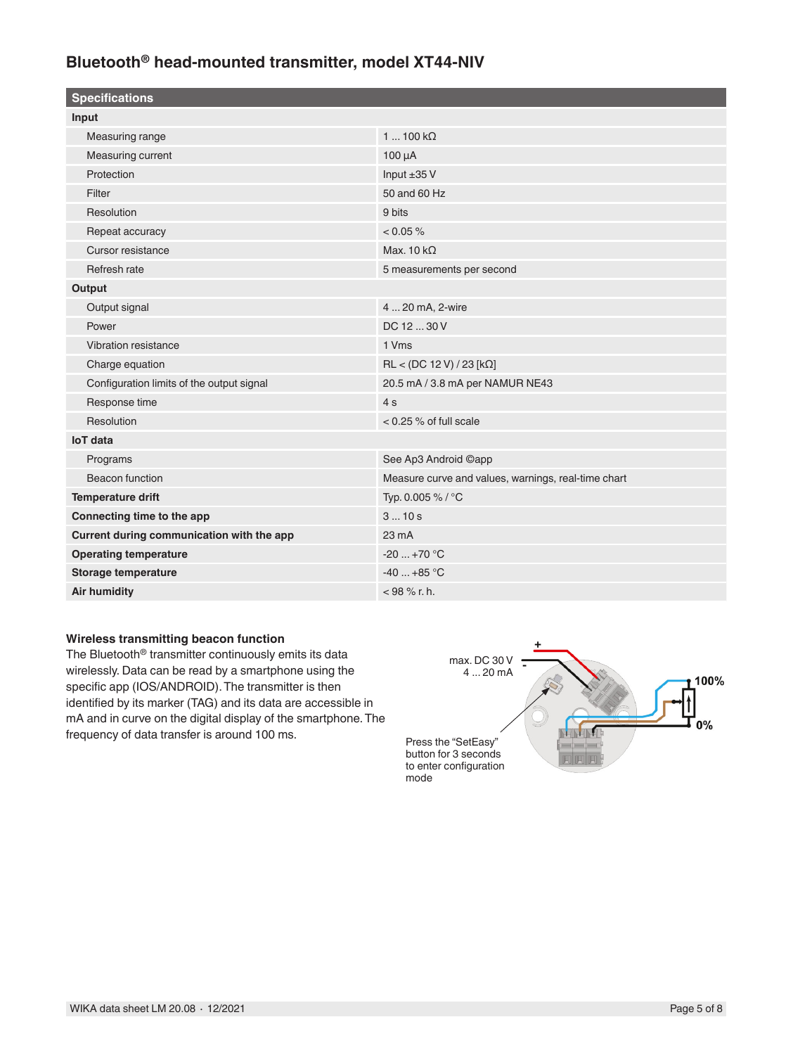## Bluetooth® head-mounted transmitter, model XT44-NIV

| Specifications | |
|---|---|
| **Input** | |
| Measuring range | 1 ... 100 kΩ |
| Measuring current | 100 µA |
| Protection | Input ±35 V |
| Filter | 50 and 60 Hz |
| Resolution | 9 bits |
| Repeat accuracy | < 0.05 % |
| Cursor resistance | Max. 10 kΩ |
| Refresh rate | 5 measurements per second |
| **Output** | |
| Output signal | 4 ... 20 mA, 2-wire |
| Power | DC 12 ... 30 V |
| Vibration resistance | 1 Vms |
| Charge equation | RL < (DC 12 V) / 23 [kΩ] |
| Configuration limits of the output signal | 20.5 mA / 3.8 mA per NAMUR NE43 |
| Response time | 4 s |
| Resolution | < 0.25 % of full scale |
| **IoT data** | |
| Programs | See Ap3 Android ©app |
| Beacon function | Measure curve and values, warnings, real-time chart |
| **Temperature drift** | Typ. 0.005 % / °C |
| **Connecting time to the app** | 3 ... 10 s |
| **Current during communication with the app** | 23 mA |
| **Operating temperature** | -20 ... +70 °C |
| **Storage temperature** | -40 ... +85 °C |
| **Air humidity** | < 98 % r. h. |

### Wireless transmitting beacon function

The Bluetooth® transmitter continuously emits its data wirelessly. Data can be read by a smartphone using the specific app (IOS/ANDROID). The transmitter is then identified by its marker (TAG) and its data are accessible in mA and in curve on the digital display of the smartphone. The frequency of data transfer is around 100 ms.

max. DC 30 V
4 ... 20 mA

+
-

100%
0%

Press the “SetEasy” button for 3 seconds to enter configuration mode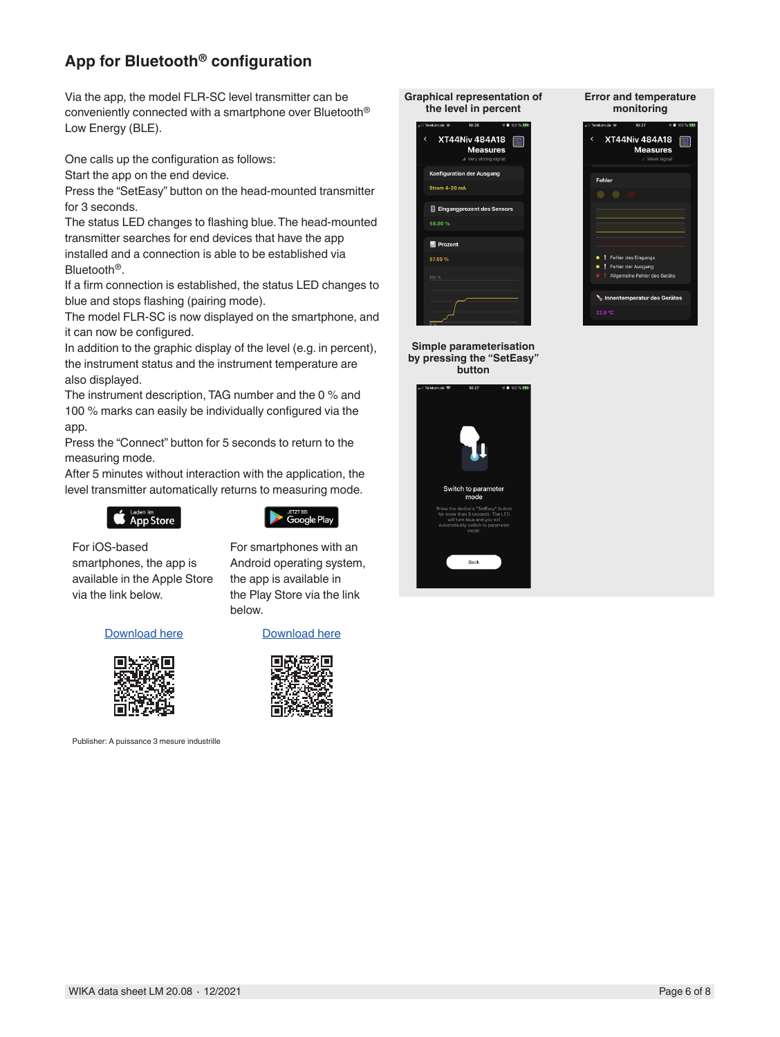## App for Bluetooth® configuration

Via the app, the model FLR-SC level transmitter can be conveniently connected with a smartphone over Bluetooth® Low Energy (BLE).

One calls up the configuration as follows:
Start the app on the end device.
Press the “SetEasy” button on the head-mounted transmitter for 3 seconds.
The status LED changes to flashing blue. The head-mounted transmitter searches for end devices that have the app installed and a connection is able to be established via Bluetooth®.
If a firm connection is established, the status LED changes to blue and stops flashing (pairing mode).
The model FLR-SC is now displayed on the smartphone, and it can now be configured.
In addition to the graphic display of the level (e.g. in percent), the instrument status and the instrument temperature are also displayed.
The instrument description, TAG number and the 0 % and 100 % marks can easily be individually configured via the app.
Press the “Connect” button for 5 seconds to return to the measuring mode.
After 5 minutes without interaction with the application, the level transmitter automatically returns to measuring mode.

For iOS-based smartphones, the app is available in the Apple Store via the link below.

Download here

For smartphones with an Android operating system, the app is available in the Play Store via the link below.

Download here

Publisher: A puissance 3 mesure industrille

**Graphical representation of the level in percent**

**Error and temperature monitoring**

**Simple parameterisation by pressing the “SetEasy” button**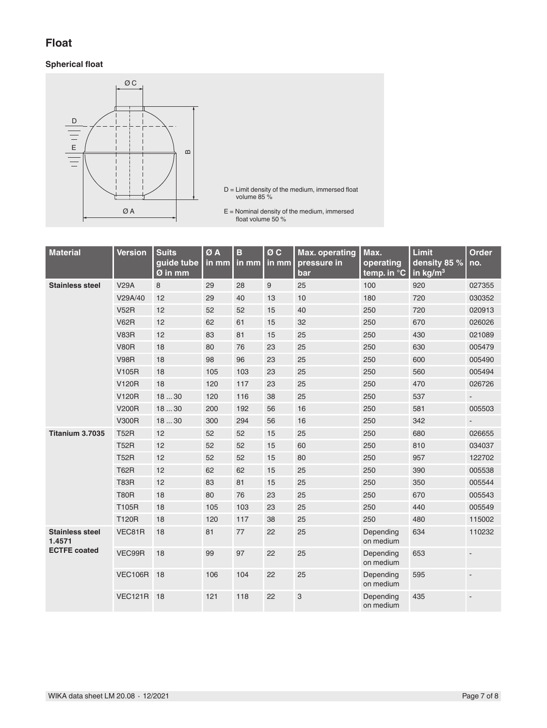# Float

### Spherical float

Ø C

D

E

B

Ø A

D = Limit density of the medium, immersed float volume 85 %

E = Nominal density of the medium, immersed float volume 50 %

| Material | Version | Suits guide tube Ø in mm | Ø A in mm | B in mm | Ø C in mm | Max. operating pressure in bar | Max. operating temp. in °C | Limit density 85 % in kg/m³ | Order no. |
|---|---|---|---|---|---|---|---|---|---|
| **Stainless steel** | V29A | 8 | 29 | 28 | 9 | 25 | 100 | 920 | 027355 |
| | V29A/40 | 12 | 29 | 40 | 13 | 10 | 180 | 720 | 030352 |
| | V52R | 12 | 52 | 52 | 15 | 40 | 250 | 720 | 020913 |
| | V62R | 12 | 62 | 61 | 15 | 32 | 250 | 670 | 026026 |
| | V83R | 12 | 83 | 81 | 15 | 25 | 250 | 430 | 021089 |
| | V80R | 18 | 80 | 76 | 23 | 25 | 250 | 630 | 005479 |
| | V98R | 18 | 98 | 96 | 23 | 25 | 250 | 600 | 005490 |
| | V105R | 18 | 105 | 103 | 23 | 25 | 250 | 560 | 005494 |
| | V120R | 18 | 120 | 117 | 23 | 25 | 250 | 470 | 026726 |
| | V120R | 18 ... 30 | 120 | 116 | 38 | 25 | 250 | 537 | - |
| | V200R | 18 ... 30 | 200 | 192 | 56 | 16 | 250 | 581 | 005503 |
| | V300R | 18 ... 30 | 300 | 294 | 56 | 16 | 250 | 342 | - |
| **Titanium 3.7035** | T52R | 12 | 52 | 52 | 15 | 25 | 250 | 680 | 026655 |
| | T52R | 12 | 52 | 52 | 15 | 60 | 250 | 810 | 034037 |
| | T52R | 12 | 52 | 52 | 15 | 80 | 250 | 957 | 122702 |
| | T62R | 12 | 62 | 62 | 15 | 25 | 250 | 390 | 005538 |
| | T83R | 12 | 83 | 81 | 15 | 25 | 250 | 350 | 005544 |
| | T80R | 18 | 80 | 76 | 23 | 25 | 250 | 670 | 005543 |
| | T105R | 18 | 105 | 103 | 23 | 25 | 250 | 440 | 005549 |
| | T120R | 18 | 120 | 117 | 38 | 25 | 250 | 480 | 115002 |
| **Stainless steel 1.4571 ECTFE coated** | VEC81R | 18 | 81 | 77 | 22 | 25 | Depending on medium | 634 | 110232 |
| | VEC99R | 18 | 99 | 97 | 22 | 25 | Depending on medium | 653 | - |
| | VEC106R | 18 | 106 | 104 | 22 | 25 | Depending on medium | 595 | - |
| | VEC121R | 18 | 121 | 118 | 22 | 3 | Depending on medium | 435 | - |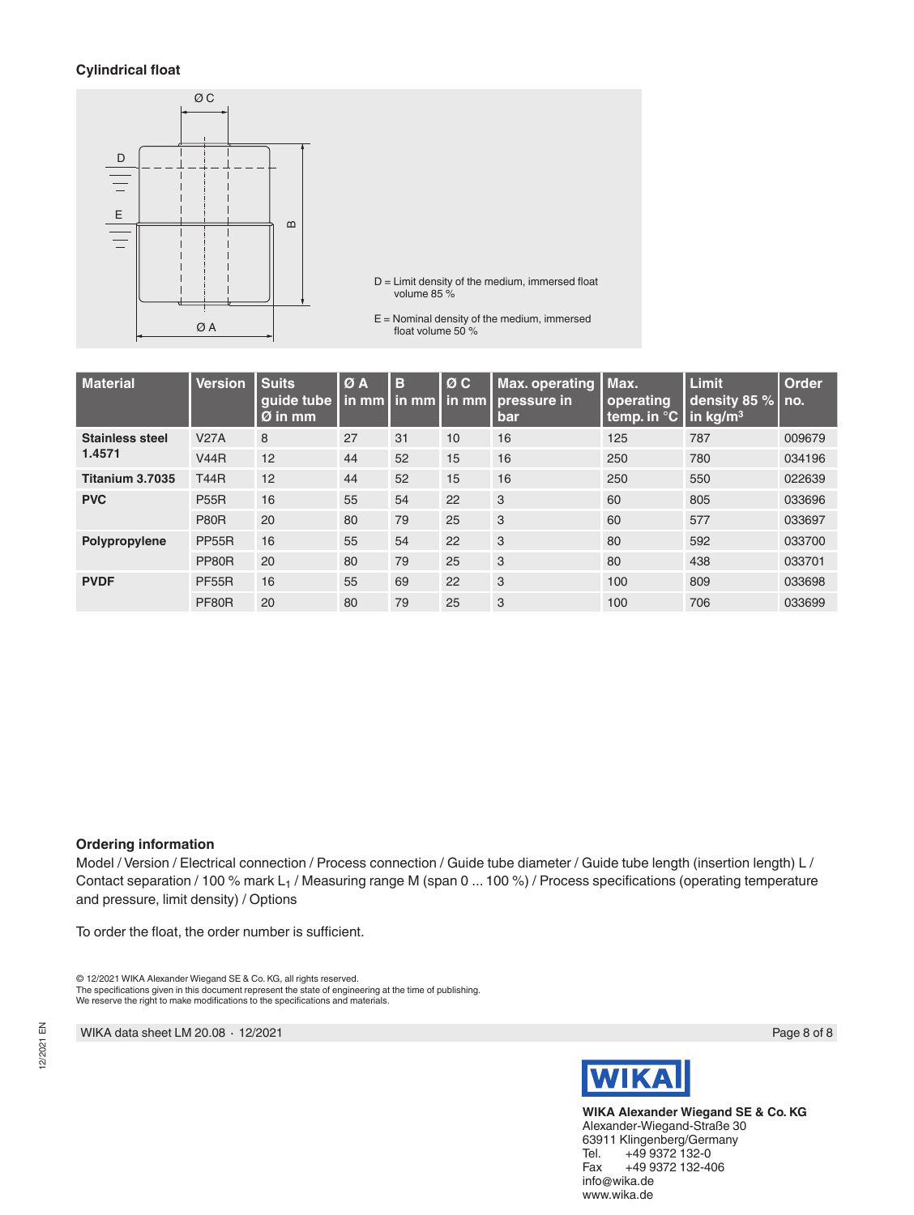**Cylindrical float**

Ø C

D

E

B

Ø A

D = Limit density of the medium, immersed float volume 85 %

E = Nominal density of the medium, immersed float volume 50 %

| Material | Version | Suits guide tube Ø in mm | Ø A in mm | B in mm | Ø C in mm | Max. operating pressure in bar | Max. operating temp. in °C | Limit density 85 % in kg/m³ | Order no. |
|---|---|---|---|---|---|---|---|---|---|
| **Stainless steel 1.4571** | V27A | 8 | 27 | 31 | 10 | 16 | 125 | 787 | 009679 |
| | V44R | 12 | 44 | 52 | 15 | 16 | 250 | 780 | 034196 |
| **Titanium 3.7035** | T44R | 12 | 44 | 52 | 15 | 16 | 250 | 550 | 022639 |
| **PVC** | P55R | 16 | 55 | 54 | 22 | 3 | 60 | 805 | 033696 |
| | P80R | 20 | 80 | 79 | 25 | 3 | 60 | 577 | 033697 |
| **Polypropylene** | PP55R | 16 | 55 | 54 | 22 | 3 | 80 | 592 | 033700 |
| | PP80R | 20 | 80 | 79 | 25 | 3 | 80 | 438 | 033701 |
| **PVDF** | PF55R | 16 | 55 | 69 | 22 | 3 | 100 | 809 | 033698 |
| | PF80R | 20 | 80 | 79 | 25 | 3 | 100 | 706 | 033699 |

**Ordering information**

Model / Version / Electrical connection / Process connection / Guide tube diameter / Guide tube length (insertion length) L / Contact separation / 100 % mark $L_1$ / Measuring range M (span 0 ... 100 %) / Process specifications (operating temperature and pressure, limit density) / Options

To order the float, the order number is sufficient.

© 12/2021 WIKA Alexander Wiegand SE & Co. KG, all rights reserved.
The specifications given in this document represent the state of engineering at the time of publishing.
We reserve the right to make modifications to the specifications and materials.

WIKA Alexander Wiegand SE & Co. KG
Alexander-Wiegand-Straße 30
63911 Klingenberg/Germany
Tel. +49 9372 132-0
Fax +49 9372 132-406
info@wika.de
www.wika.de